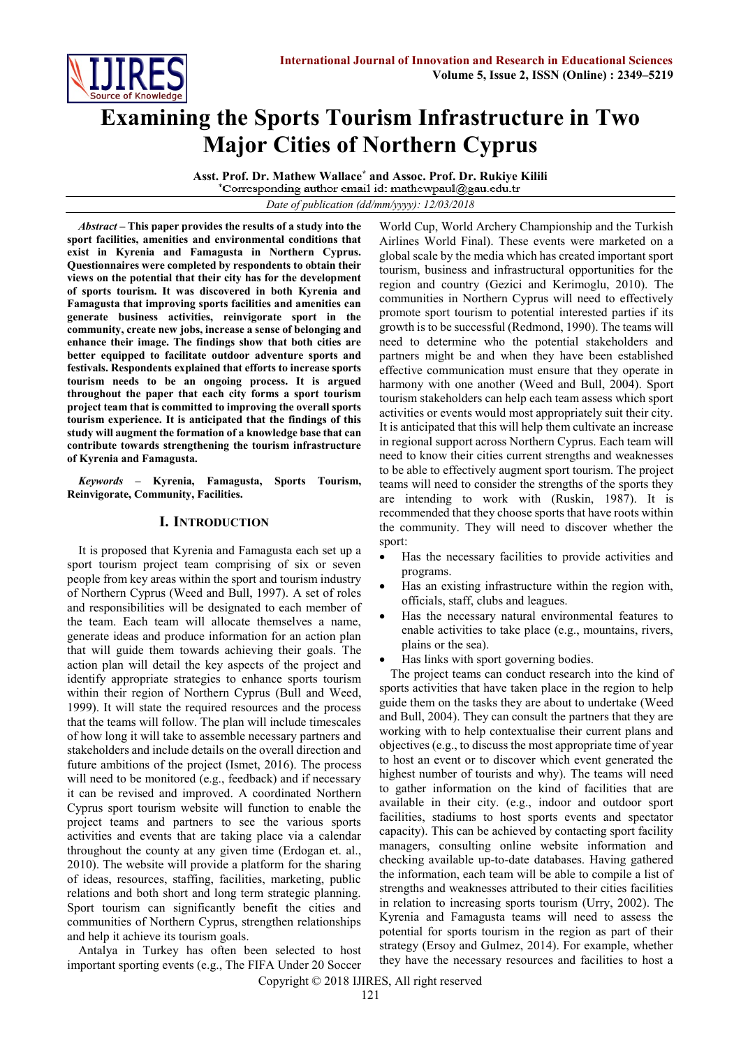# Examining the Sports Tourism Infrastructure in Two Major Cities of Northern Cyprus

**Asst. Prof. Dr. Mathew Wallace*** **and Assoc. Prof. Dr. Rukiye Kilili**

*Corresponding author email id: mathewpaul@gau.edu.tr

*Date of publication (dd/mm/yyyy): 12/03/2018*

***Abstract*** **– This paper provides the results of a study into the sport facilities, amenities and environmental conditions that exist in Kyrenia and Famagusta in Northern Cyprus. Questionnaires were completed by respondents to obtain their views on the potential that their city has for the development of sports tourism. It was discovered in both Kyrenia and Famagusta that improving sports facilities and amenities can generate business activities, reinvigorate sport in the community, create new jobs, increase a sense of belonging and enhance their image. The findings show that both cities are better equipped to facilitate outdoor adventure sports and festivals. Respondents explained that efforts to increase sports tourism needs to be an ongoing process. It is argued throughout the paper that each city forms a sport tourism project team that is committed to improving the overall sports tourism experience. It is anticipated that the findings of this study will augment the formation of a knowledge base that can contribute towards strengthening the tourism infrastructure of Kyrenia and Famagusta.**

***Keywords*** **– Kyrenia, Famagusta, Sports Tourism, Reinvigorate, Community, Facilities.**

## I. Introduction

It is proposed that Kyrenia and Famagusta each set up a sport tourism project team comprising of six or seven people from key areas within the sport and tourism industry of Northern Cyprus (Weed and Bull, 1997). A set of roles and responsibilities will be designated to each member of the team. Each team will allocate themselves a name, generate ideas and produce information for an action plan that will guide them towards achieving their goals. The action plan will detail the key aspects of the project and identify appropriate strategies to enhance sports tourism within their region of Northern Cyprus (Bull and Weed, 1999). It will state the required resources and the process that the teams will follow. The plan will include timescales of how long it will take to assemble necessary partners and stakeholders and include details on the overall direction and future ambitions of the project (Ismet, 2016). The process will need to be monitored (e.g., feedback) and if necessary it can be revised and improved. A coordinated Northern Cyprus sport tourism website will function to enable the project teams and partners to see the various sports activities and events that are taking place via a calendar throughout the county at any given time (Erdogan et. al., 2010). The website will provide a platform for the sharing of ideas, resources, staffing, facilities, marketing, public relations and both short and long term strategic planning. Sport tourism can significantly benefit the cities and communities of Northern Cyprus, strengthen relationships and help it achieve its tourism goals.

Antalya in Turkey has often been selected to host important sporting events (e.g., The FIFA Under 20 Soccer World Cup, World Archery Championship and the Turkish Airlines World Final). These events were marketed on a global scale by the media which has created important sport tourism, business and infrastructural opportunities for the region and country (Gezici and Kerimoglu, 2010). The communities in Northern Cyprus will need to effectively promote sport tourism to potential interested parties if its growth is to be successful (Redmond, 1990). The teams will need to determine who the potential stakeholders and partners might be and when they have been established effective communication must ensure that they operate in harmony with one another (Weed and Bull, 2004). Sport tourism stakeholders can help each team assess which sport activities or events would most appropriately suit their city. It is anticipated that this will help them cultivate an increase in regional support across Northern Cyprus. Each team will need to know their cities current strengths and weaknesses to be able to effectively augment sport tourism. The project teams will need to consider the strengths of the sports they are intending to work with (Ruskin, 1987). It is recommended that they choose sports that have roots within the community. They will need to discover whether the sport:

- Has the necessary facilities to provide activities and programs.
- Has an existing infrastructure within the region with, officials, staff, clubs and leagues.
- Has the necessary natural environmental features to enable activities to take place (e.g., mountains, rivers, plains or the sea).
- Has links with sport governing bodies.

The project teams can conduct research into the kind of sports activities that have taken place in the region to help guide them on the tasks they are about to undertake (Weed and Bull, 2004). They can consult the partners that they are working with to help contextualise their current plans and objectives (e.g., to discuss the most appropriate time of year to host an event or to discover which event generated the highest number of tourists and why). The teams will need to gather information on the kind of facilities that are available in their city. (e.g., indoor and outdoor sport facilities, stadiums to host sports events and spectator capacity). This can be achieved by contacting sport facility managers, consulting online website information and checking available up-to-date databases. Having gathered the information, each team will be able to compile a list of strengths and weaknesses attributed to their cities facilities in relation to increasing sports tourism (Urry, 2002). The Kyrenia and Famagusta teams will need to assess the potential for sports tourism in the region as part of their strategy (Ersoy and Gulmez, 2014). For example, whether they have the necessary resources and facilities to host a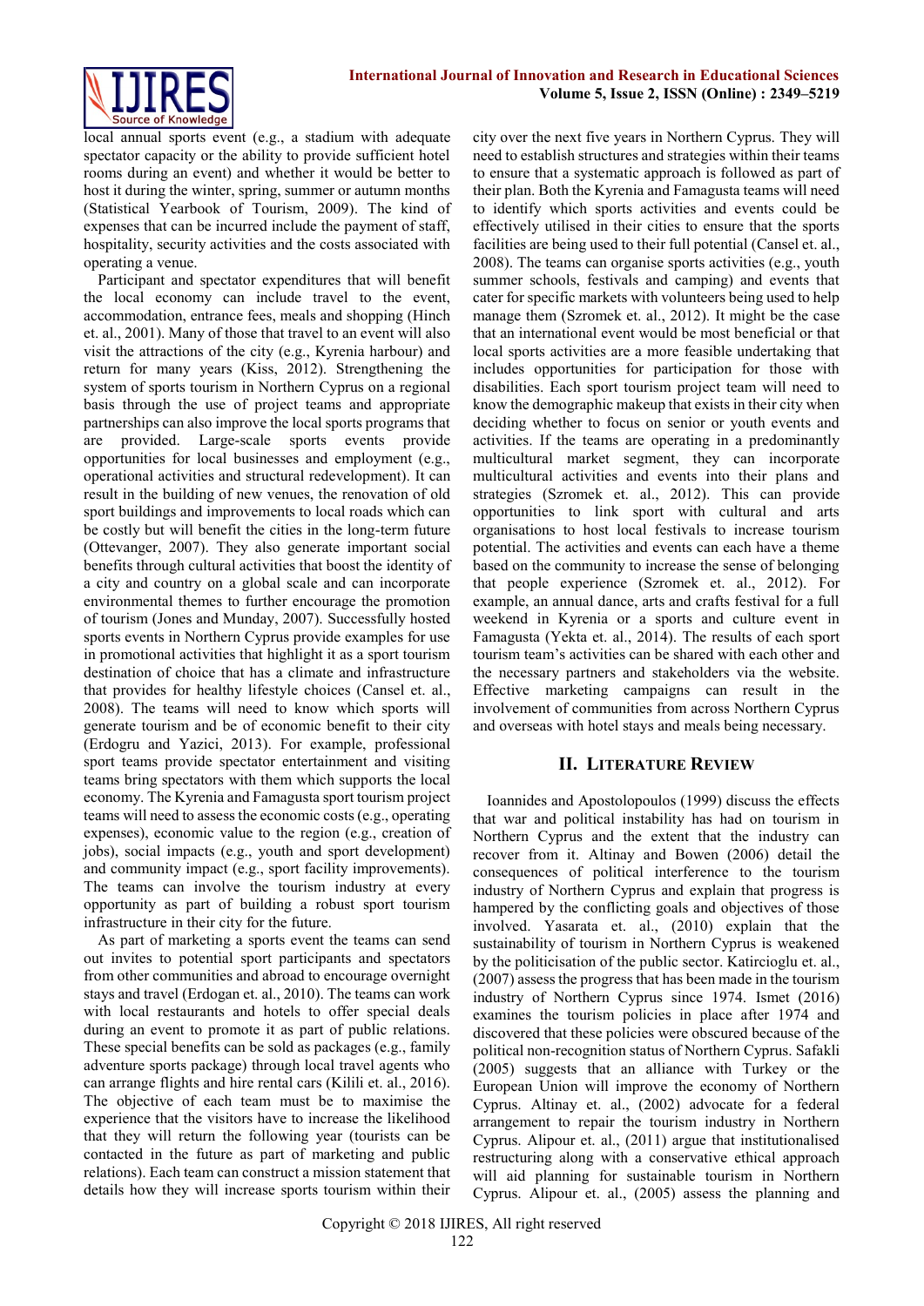local annual sports event (e.g., a stadium with adequate spectator capacity or the ability to provide sufficient hotel rooms during an event) and whether it would be better to host it during the winter, spring, summer or autumn months (Statistical Yearbook of Tourism, 2009). The kind of expenses that can be incurred include the payment of staff, hospitality, security activities and the costs associated with operating a venue.

Participant and spectator expenditures that will benefit the local economy can include travel to the event, accommodation, entrance fees, meals and shopping (Hinch et. al., 2001). Many of those that travel to an event will also visit the attractions of the city (e.g., Kyrenia harbour) and return for many years (Kiss, 2012). Strengthening the system of sports tourism in Northern Cyprus on a regional basis through the use of project teams and appropriate partnerships can also improve the local sports programs that are provided. Large-scale sports events provide opportunities for local businesses and employment (e.g., operational activities and structural redevelopment). It can result in the building of new venues, the renovation of old sport buildings and improvements to local roads which can be costly but will benefit the cities in the long-term future (Ottevanger, 2007). They also generate important social benefits through cultural activities that boost the identity of a city and country on a global scale and can incorporate environmental themes to further encourage the promotion of tourism (Jones and Munday, 2007). Successfully hosted sports events in Northern Cyprus provide examples for use in promotional activities that highlight it as a sport tourism destination of choice that has a climate and infrastructure that provides for healthy lifestyle choices (Cansel et. al., 2008). The teams will need to know which sports will generate tourism and be of economic benefit to their city (Erdogru and Yazici, 2013). For example, professional sport teams provide spectator entertainment and visiting teams bring spectators with them which supports the local economy. The Kyrenia and Famagusta sport tourism project teams will need to assess the economic costs (e.g., operating expenses), economic value to the region (e.g., creation of jobs), social impacts (e.g., youth and sport development) and community impact (e.g., sport facility improvements). The teams can involve the tourism industry at every opportunity as part of building a robust sport tourism infrastructure in their city for the future.

As part of marketing a sports event the teams can send out invites to potential sport participants and spectators from other communities and abroad to encourage overnight stays and travel (Erdogan et. al., 2010). The teams can work with local restaurants and hotels to offer special deals during an event to promote it as part of public relations. These special benefits can be sold as packages (e.g., family adventure sports package) through local travel agents who can arrange flights and hire rental cars (Kilili et. al., 2016). The objective of each team must be to maximise the experience that the visitors have to increase the likelihood that they will return the following year (tourists can be contacted in the future as part of marketing and public relations). Each team can construct a mission statement that details how they will increase sports tourism within their city over the next five years in Northern Cyprus. They will need to establish structures and strategies within their teams to ensure that a systematic approach is followed as part of their plan. Both the Kyrenia and Famagusta teams will need to identify which sports activities and events could be effectively utilised in their cities to ensure that the sports facilities are being used to their full potential (Cansel et. al., 2008). The teams can organise sports activities (e.g., youth summer schools, festivals and camping) and events that cater for specific markets with volunteers being used to help manage them (Szromek et. al., 2012). It might be the case that an international event would be most beneficial or that local sports activities are a more feasible undertaking that includes opportunities for participation for those with disabilities. Each sport tourism project team will need to know the demographic makeup that exists in their city when deciding whether to focus on senior or youth events and activities. If the teams are operating in a predominantly multicultural market segment, they can incorporate multicultural activities and events into their plans and strategies (Szromek et. al., 2012). This can provide opportunities to link sport with cultural and arts organisations to host local festivals to increase tourism potential. The activities and events can each have a theme based on the community to increase the sense of belonging that people experience (Szromek et. al., 2012). For example, an annual dance, arts and crafts festival for a full weekend in Kyrenia or a sports and culture event in Famagusta (Yekta et. al., 2014). The results of each sport tourism team's activities can be shared with each other and the necessary partners and stakeholders via the website. Effective marketing campaigns can result in the involvement of communities from across Northern Cyprus and overseas with hotel stays and meals being necessary.

## II. Literature Review

Ioannides and Apostolopoulos (1999) discuss the effects that war and political instability has had on tourism in Northern Cyprus and the extent that the industry can recover from it. Altinay and Bowen (2006) detail the consequences of political interference to the tourism industry of Northern Cyprus and explain that progress is hampered by the conflicting goals and objectives of those involved. Yasarata et. al., (2010) explain that the sustainability of tourism in Northern Cyprus is weakened by the politicisation of the public sector. Katircioglu et. al., (2007) assess the progress that has been made in the tourism industry of Northern Cyprus since 1974. Ismet (2016) examines the tourism policies in place after 1974 and discovered that these policies were obscured because of the political non-recognition status of Northern Cyprus. Safakli (2005) suggests that an alliance with Turkey or the European Union will improve the economy of Northern Cyprus. Altinay et. al., (2002) advocate for a federal arrangement to repair the tourism industry in Northern Cyprus. Alipour et. al., (2011) argue that institutionalised restructuring along with a conservative ethical approach will aid planning for sustainable tourism in Northern Cyprus. Alipour et. al., (2005) assess the planning and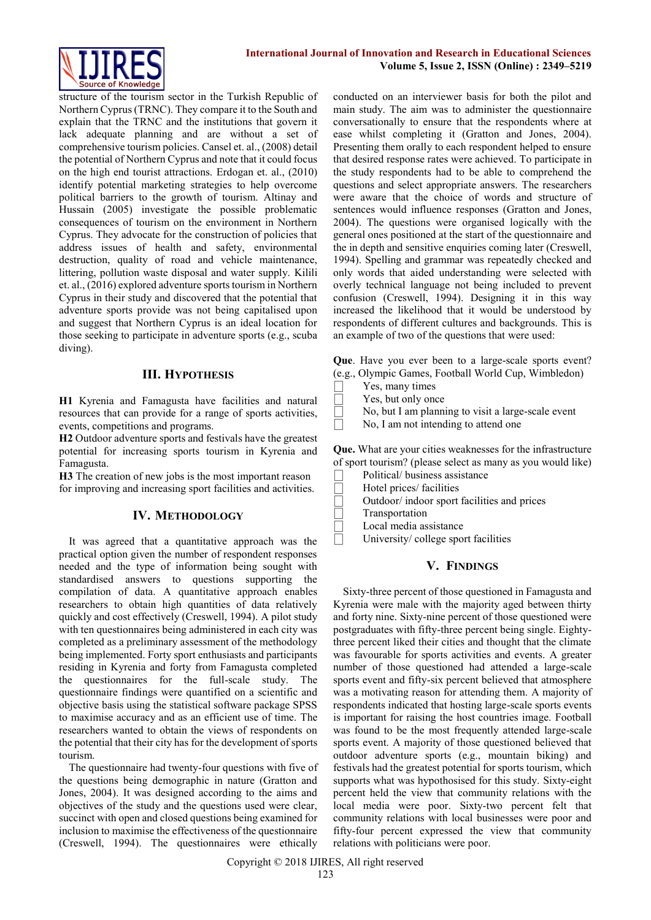structure of the tourism sector in the Turkish Republic of Northern Cyprus (TRNC). They compare it to the South and explain that the TRNC and the institutions that govern it lack adequate planning and are without a set of comprehensive tourism policies. Cansel et. al., (2008) detail the potential of Northern Cyprus and note that it could focus on the high end tourist attractions. Erdogan et. al., (2010) identify potential marketing strategies to help overcome political barriers to the growth of tourism. Altinay and Hussain (2005) investigate the possible problematic consequences of tourism on the environment in Northern Cyprus. They advocate for the construction of policies that address issues of health and safety, environmental destruction, quality of road and vehicle maintenance, littering, pollution waste disposal and water supply. Kilili et. al., (2016) explored adventure sports tourism in Northern Cyprus in their study and discovered that the potential that adventure sports provide was not being capitalised upon and suggest that Northern Cyprus is an ideal location for those seeking to participate in adventure sports (e.g., scuba diving).

## III. Hypothesis

**H1** Kyrenia and Famagusta have facilities and natural resources that can provide for a range of sports activities, events, competitions and programs.

**H2** Outdoor adventure sports and festivals have the greatest potential for increasing sports tourism in Kyrenia and Famagusta.

**H3** The creation of new jobs is the most important reason for improving and increasing sport facilities and activities.

## IV. Methodology

It was agreed that a quantitative approach was the practical option given the number of respondent responses needed and the type of information being sought with standardised answers to questions supporting the compilation of data. A quantitative approach enables researchers to obtain high quantities of data relatively quickly and cost effectively (Creswell, 1994). A pilot study with ten questionnaires being administered in each city was completed as a preliminary assessment of the methodology being implemented. Forty sport enthusiasts and participants residing in Kyrenia and forty from Famagusta completed the questionnaires for the full-scale study. The questionnaire findings were quantified on a scientific and objective basis using the statistical software package SPSS to maximise accuracy and as an efficient use of time. The researchers wanted to obtain the views of respondents on the potential that their city has for the development of sports tourism.

The questionnaire had twenty-four questions with five of the questions being demographic in nature (Gratton and Jones, 2004). It was designed according to the aims and objectives of the study and the questions used were clear, succinct with open and closed questions being examined for inclusion to maximise the effectiveness of the questionnaire (Creswell, 1994). The questionnaires were ethically conducted on an interviewer basis for both the pilot and main study. The aim was to administer the questionnaire conversationally to ensure that the respondents where at ease whilst completing it (Gratton and Jones, 2004). Presenting them orally to each respondent helped to ensure that desired response rates were achieved. To participate in the study respondents had to be able to comprehend the questions and select appropriate answers. The researchers were aware that the choice of words and structure of sentences would influence responses (Gratton and Jones, 2004). The questions were organised logically with the general ones positioned at the start of the questionnaire and the in depth and sensitive enquiries coming later (Creswell, 1994). Spelling and grammar was repeatedly checked and only words that aided understanding were selected with overly technical language not being included to prevent confusion (Creswell, 1994). Designing it in this way increased the likelihood that it would be understood by respondents of different cultures and backgrounds. This is an example of two of the questions that were used:

**Que**. Have you ever been to a large-scale sports event? (e.g., Olympic Games, Football World Cup, Wimbledon)

- ☐ Yes, many times
- ☐ Yes, but only once
- ☐ No, but I am planning to visit a large-scale event
- ☐ No, I am not intending to attend one

**Que.** What are your cities weaknesses for the infrastructure of sport tourism? (please select as many as you would like)

- ☐ Political/ business assistance
- ☐ Hotel prices/ facilities
- ☐ Outdoor/ indoor sport facilities and prices
- ☐ Transportation
- ☐ Local media assistance
- ☐ University/ college sport facilities

## V. Findings

Sixty-three percent of those questioned in Famagusta and Kyrenia were male with the majority aged between thirty and forty nine. Sixty-nine percent of those questioned were postgraduates with fifty-three percent being single. Eighty-three percent liked their cities and thought that the climate was favourable for sports activities and events. A greater number of those questioned had attended a large-scale sports event and fifty-six percent believed that atmosphere was a motivating reason for attending them. A majority of respondents indicated that hosting large-scale sports events is important for raising the host countries image. Football was found to be the most frequently attended large-scale sports event. A majority of those questioned believed that outdoor adventure sports (e.g., mountain biking) and festivals had the greatest potential for sports tourism, which supports what was hypothesised for this study. Sixty-eight percent held the view that community relations with the local media were poor. Sixty-two percent felt that community relations with local businesses were poor and fifty-four percent expressed the view that community relations with politicians were poor.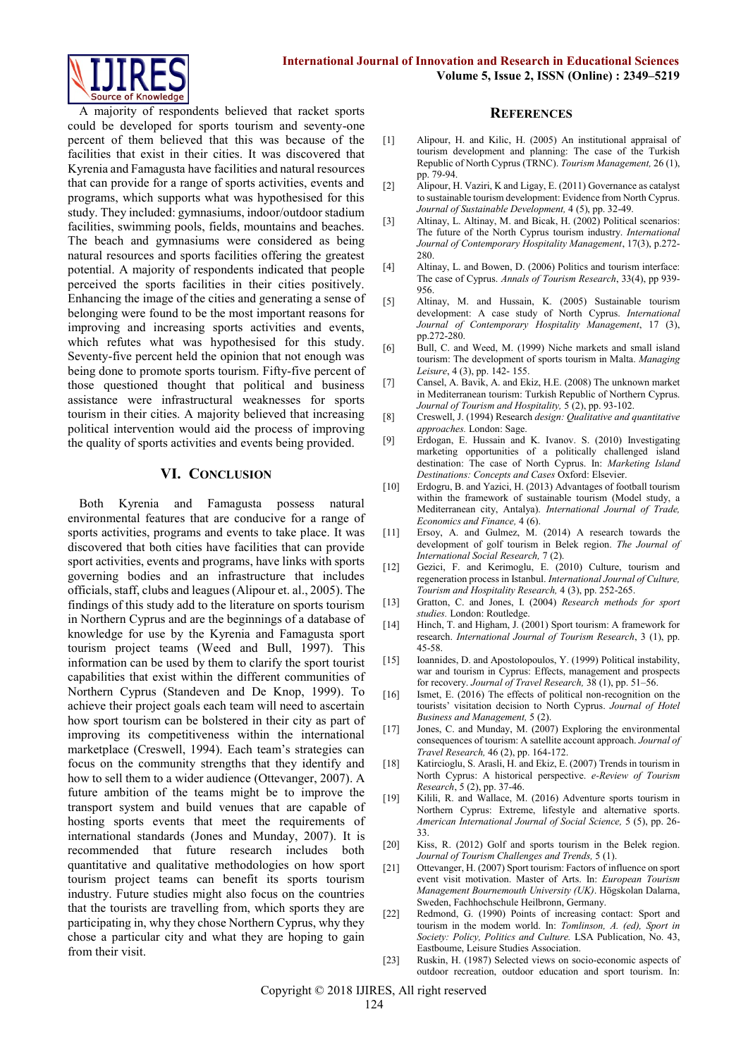A majority of respondents believed that racket sports could be developed for sports tourism and seventy-one percent of them believed that this was because of the facilities that exist in their cities. It was discovered that Kyrenia and Famagusta have facilities and natural resources that can provide for a range of sports activities, events and programs, which supports what was hypothesised for this study. They included: gymnasiums, indoor/outdoor stadium facilities, swimming pools, fields, mountains and beaches. The beach and gymnasiums were considered as being natural resources and sports facilities offering the greatest potential. A majority of respondents indicated that people perceived the sports facilities in their cities positively. Enhancing the image of the cities and generating a sense of belonging were found to be the most important reasons for improving and increasing sports activities and events, which refutes what was hypothesised for this study. Seventy-five percent held the opinion that not enough was being done to promote sports tourism. Fifty-five percent of those questioned thought that political and business assistance were infrastructural weaknesses for sports tourism in their cities. A majority believed that increasing political intervention would aid the process of improving the quality of sports activities and events being provided.

## VI. Conclusion

Both Kyrenia and Famagusta possess natural environmental features that are conducive for a range of sports activities, programs and events to take place. It was discovered that both cities have facilities that can provide sport activities, events and programs, have links with sports governing bodies and an infrastructure that includes officials, staff, clubs and leagues (Alipour et. al., 2005). The findings of this study add to the literature on sports tourism in Northern Cyprus and are the beginnings of a database of knowledge for use by the Kyrenia and Famagusta sport tourism project teams (Weed and Bull, 1997). This information can be used by them to clarify the sport tourist capabilities that exist within the different communities of Northern Cyprus (Standeven and De Knop, 1999). To achieve their project goals each team will need to ascertain how sport tourism can be bolstered in their city as part of improving its competitiveness within the international marketplace (Creswell, 1994). Each team's strategies can focus on the community strengths that they identify and how to sell them to a wider audience (Ottevanger, 2007). A future ambition of the teams might be to improve the transport system and build venues that are capable of hosting sports events that meet the requirements of international standards (Jones and Munday, 2007). It is recommended that future research includes both quantitative and qualitative methodologies on how sport tourism project teams can benefit its sports tourism industry. Future studies might also focus on the countries that the tourists are travelling from, which sports they are participating in, why they chose Northern Cyprus, why they chose a particular city and what they are hoping to gain from their visit.

## References

[1] Alipour, H. and Kilic, H. (2005) An institutional appraisal of tourism development and planning: The case of the Turkish Republic of North Cyprus (TRNC). *Tourism Management,* 26 (1), pp. 79-94.

[2] Alipour, H. Vaziri, K and Ligay, E. (2011) Governance as catalyst to sustainable tourism development: Evidence from North Cyprus. *Journal of Sustainable Development,* 4 (5), pp. 32-49.

[3] Altinay, L. Altinay, M. and Bicak, H. (2002) Political scenarios: The future of the North Cyprus tourism industry. *International Journal of Contemporary Hospitality Management*, 17(3), p.272-280.

[4] Altinay, L. and Bowen, D. (2006) Politics and tourism interface: The case of Cyprus. *Annals of Tourism Research*, 33(4), pp 939-956.

[5] Altinay, M. and Hussain, K. (2005) Sustainable tourism development: A case study of North Cyprus. *International Journal of Contemporary Hospitality Management*, 17 (3), pp.272-280.

[6] Bull, C. and Weed, M. (1999) Niche markets and small island tourism: The development of sports tourism in Malta. *Managing Leisure*, 4 (3), pp. 142- 155.

[7] Cansel, A. Bavik, A. and Ekiz, H.E. (2008) The unknown market in Mediterranean tourism: Turkish Republic of Northern Cyprus. *Journal of Tourism and Hospitality,* 5 (2), pp. 93-102.

[8] Creswell, J. (1994) Research *design: Qualitative and quantitative approaches.* London: Sage.

[9] Erdogan, E. Hussain and K. Ivanov. S. (2010) Investigating marketing opportunities of a politically challenged island destination: The case of North Cyprus. In: *Marketing Island Destinations: Concepts and Cases* Oxford: Elsevier.

[10] Erdogru, B. and Yazici, H. (2013) Advantages of football tourism within the framework of sustainable tourism (Model study, a Mediterranean city, Antalya). *International Journal of Trade, Economics and Finance,* 4 (6).

[11] Ersoy, A. and Gulmez, M. (2014) A research towards the development of golf tourism in Belek region. *The Journal of International Social Research,* 7 (2).

[12] Gezici, F. and Kerimoglu, E. (2010) Culture, tourism and regeneration process in Istanbul. *International Journal of Culture, Tourism and Hospitality Research,* 4 (3), pp. 252-265.

[13] Gratton, C. and Jones, I. (2004) *Research methods for sport studies.* London: Routledge.

[14] Hinch, T. and Higham, J. (2001) Sport tourism: A framework for research. *International Journal of Tourism Research*, 3 (1), pp. 45-58.

[15] Ioannides, D. and Apostolopoulos, Y. (1999) Political instability, war and tourism in Cyprus: Effects, management and prospects for recovery. *Journal of Travel Research,* 38 (1), pp. 51–56.

[16] Ismet, E. (2016) The effects of political non-recognition on the tourists' visitation decision to North Cyprus. *Journal of Hotel Business and Management,* 5 (2).

[17] Jones, C. and Munday, M. (2007) Exploring the environmental consequences of tourism: A satellite account approach. *Journal of Travel Research,* 46 (2), pp. 164-172.

[18] Katircioglu, S. Arasli, H. and Ekiz, E. (2007) Trends in tourism in North Cyprus: A historical perspective. *e-Review of Tourism Research*, 5 (2), pp. 37-46.

[19] Kilili, R. and Wallace, M. (2016) Adventure sports tourism in Northern Cyprus: Extreme, lifestyle and alternative sports. *American International Journal of Social Science,* 5 (5), pp. 26-33.

[20] Kiss, R. (2012) Golf and sports tourism in the Belek region. *Journal of Tourism Challenges and Trends,* 5 (1).

[21] Ottevanger, H. (2007) Sport tourism: Factors of influence on sport event visit motivation. Master of Arts. In: *European Tourism Management Bournemouth University (UK).* Högskolan Dalarna, Sweden, Fachhochschule Heilbronn, Germany.

[22] Redmond, G. (1990) Points of increasing contact: Sport and tourism in the modem world. In: *Tomlinson, A. (ed), Sport in Society: Policy, Politics and Culture.* LSA Publication, No. 43, Eastbourne, Leisure Studies Association.

[23] Ruskin, H. (1987) Selected views on socio-economic aspects of outdoor recreation, outdoor education and sport tourism. In: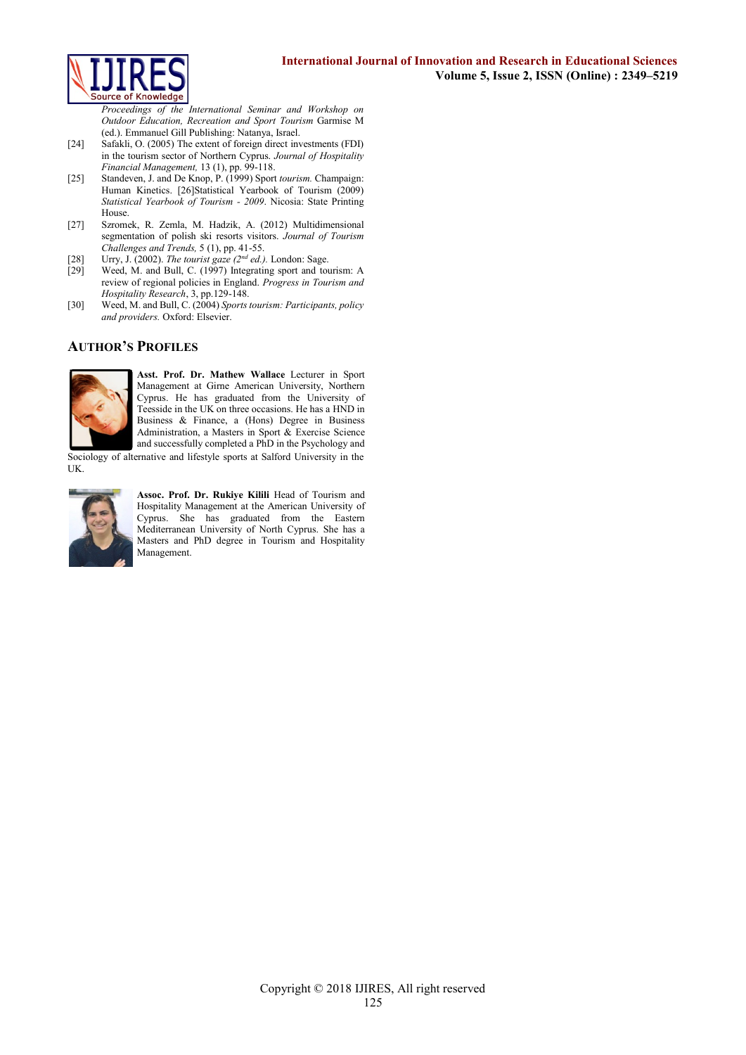*Proceedings of the International Seminar and Workshop on Outdoor Education, Recreation and Sport Tourism* Garmise M (ed.). Emmanuel Gill Publishing: Natanya, Israel.

[24] Safakli, O. (2005) The extent of foreign direct investments (FDI) in the tourism sector of Northern Cyprus. *Journal of Hospitality Financial Management,* 13 (1), pp. 99-118.

[25] Standeven, J. and De Knop, P. (1999) Sport *tourism.* Champaign: Human Kinetics. [26]Statistical Yearbook of Tourism (2009) *Statistical Yearbook of Tourism - 2009*. Nicosia: State Printing House.

[27] Szromek, R. Zemla, M. Hadzik, A. (2012) Multidimensional segmentation of polish ski resorts visitors. *Journal of Tourism Challenges and Trends,* 5 (1), pp. 41-55.

[28] Urry, J. (2002). *The tourist gaze (2nd ed.).* London: Sage.

[29] Weed, M. and Bull, C. (1997) Integrating sport and tourism: A review of regional policies in England. *Progress in Tourism and Hospitality Research*, 3, pp.129-148.

[30] Weed, M. and Bull, C. (2004) *Sports tourism: Participants, policy and providers.* Oxford: Elsevier.

## Author's Profiles

**Asst. Prof. Dr. Mathew Wallace** Lecturer in Sport Management at Girne American University, Northern Cyprus. He has graduated from the University of Teesside in the UK on three occasions. He has a HND in Business & Finance, a (Hons) Degree in Business Administration, a Masters in Sport & Exercise Science and successfully completed a PhD in the Psychology and Sociology of alternative and lifestyle sports at Salford University in the UK.

**Assoc. Prof. Dr. Rukiye Kilili** Head of Tourism and Hospitality Management at the American University of Cyprus. She has graduated from the Eastern Mediterranean University of North Cyprus. She has a Masters and PhD degree in Tourism and Hospitality Management.